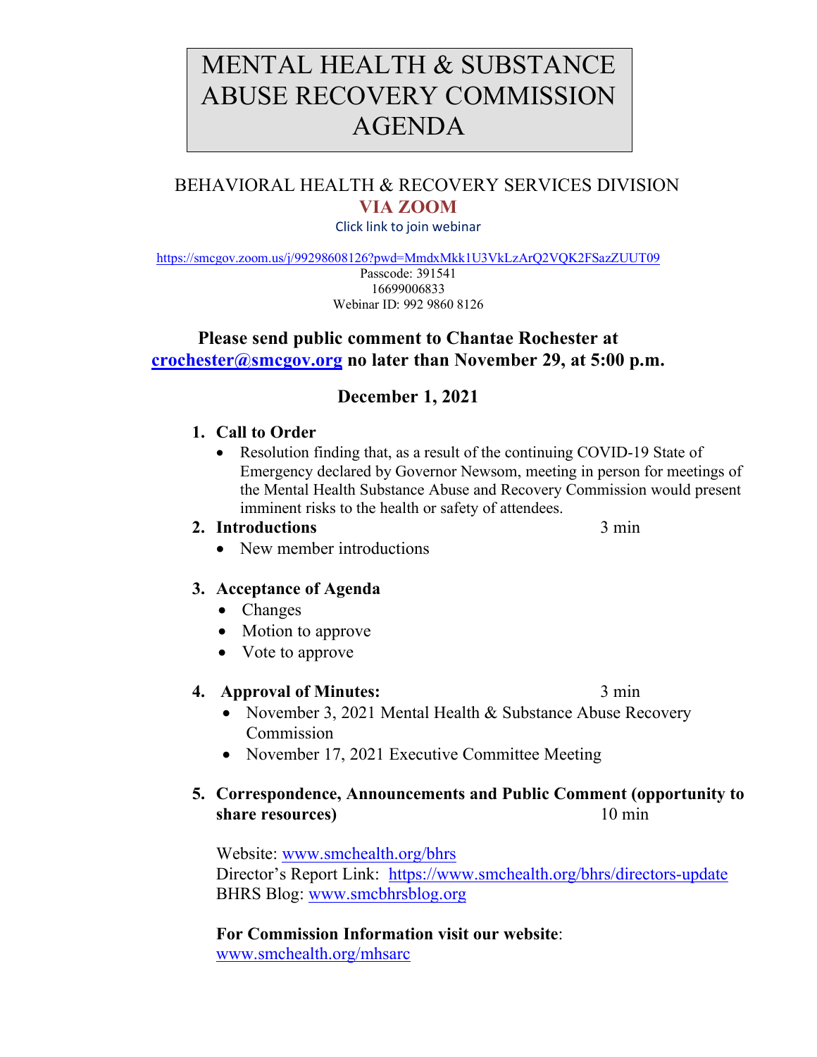# MENTAL HEALTH & SUBSTANCE ABUSE RECOVERY COMMISSION AGENDA

BEHAVIORAL HEALTH & RECOVERY SERVICES DIVISION

**VIA ZOOM**

Click link to join webinar

https://smcgov.zoom.us/j/99298608126?pwd=MmdxMkk1U3VkLzArQ2VQK2FSazZUUT09

Passcode: 391541

16699006833

Webinar ID: 992 9860 8126

**Please send public comment to Chantae Rochester at crochester@smcgov.org no later than November 29, at 5:00 p.m.**

**December 1, 2021**

1. **Call to Order**
   - Resolution finding that, as a result of the continuing COVID-19 State of Emergency declared by Governor Newsom, meeting in person for meetings of the Mental Health Substance Abuse and Recovery Commission would present imminent risks to the health or safety of attendees.
2. **Introductions** — 3 min
   - New member introductions
3. **Acceptance of Agenda**
   - Changes
   - Motion to approve
   - Vote to approve
4. **Approval of Minutes:** — 3 min
   - November 3, 2021 Mental Health & Substance Abuse Recovery Commission
   - November 17, 2021 Executive Committee Meeting
5. **Correspondence, Announcements and Public Comment (opportunity to share resources)** — 10 min

   Website: www.smchealth.org/bhrs
   Director's Report Link: https://www.smchealth.org/bhrs/directors-update
   BHRS Blog: www.smcbhrsblog.org

   **For Commission Information visit our website**:
   www.smchealth.org/mhsarc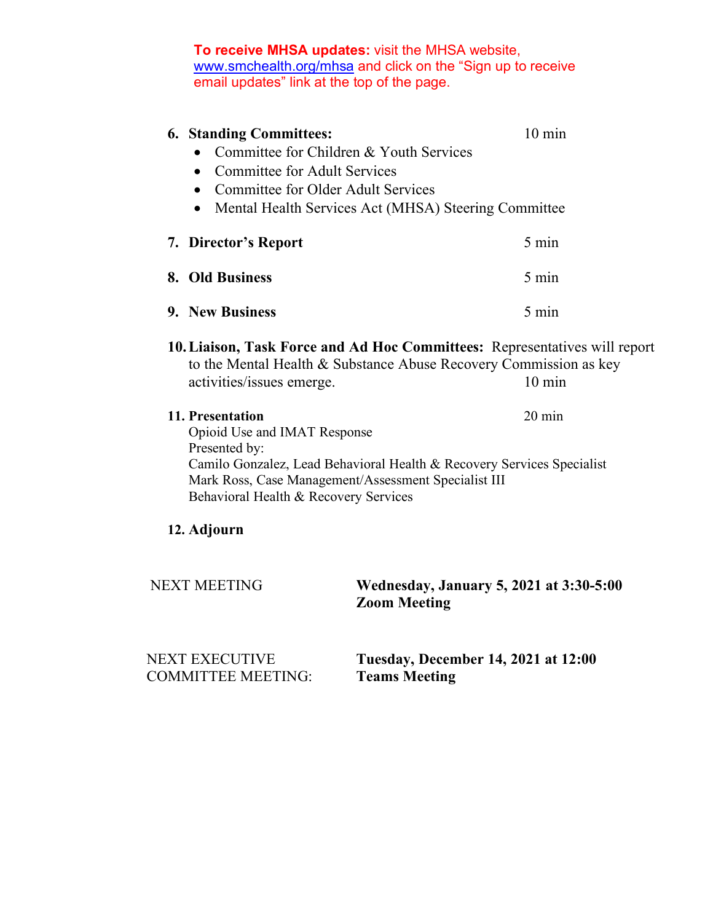**To receive MHSA updates:** visit the MHSA website, www.smchealth.org/mhsa and click on the "Sign up to receive email updates" link at the top of the page.

6. **Standing Committees:** 10 min
   - Committee for Children & Youth Services
   - Committee for Adult Services
   - Committee for Older Adult Services
   - Mental Health Services Act (MHSA) Steering Committee

7. **Director's Report** 5 min

8. **Old Business** 5 min

9. **New Business** 5 min

10. **Liaison, Task Force and Ad Hoc Committees:** Representatives will report to the Mental Health & Substance Abuse Recovery Commission as key activities/issues emerge. 10 min

11. **Presentation** 20 min
    Opioid Use and IMAT Response
    Presented by:
    Camilo Gonzalez, Lead Behavioral Health & Recovery Services Specialist
    Mark Ross, Case Management/Assessment Specialist III
    Behavioral Health & Recovery Services

12. **Adjourn**

NEXT MEETING **Wednesday, January 5, 2021 at 3:30-5:00**
**Zoom Meeting**

NEXT EXECUTIVE COMMITTEE MEETING: **Tuesday, December 14, 2021 at 12:00**
**Teams Meeting**